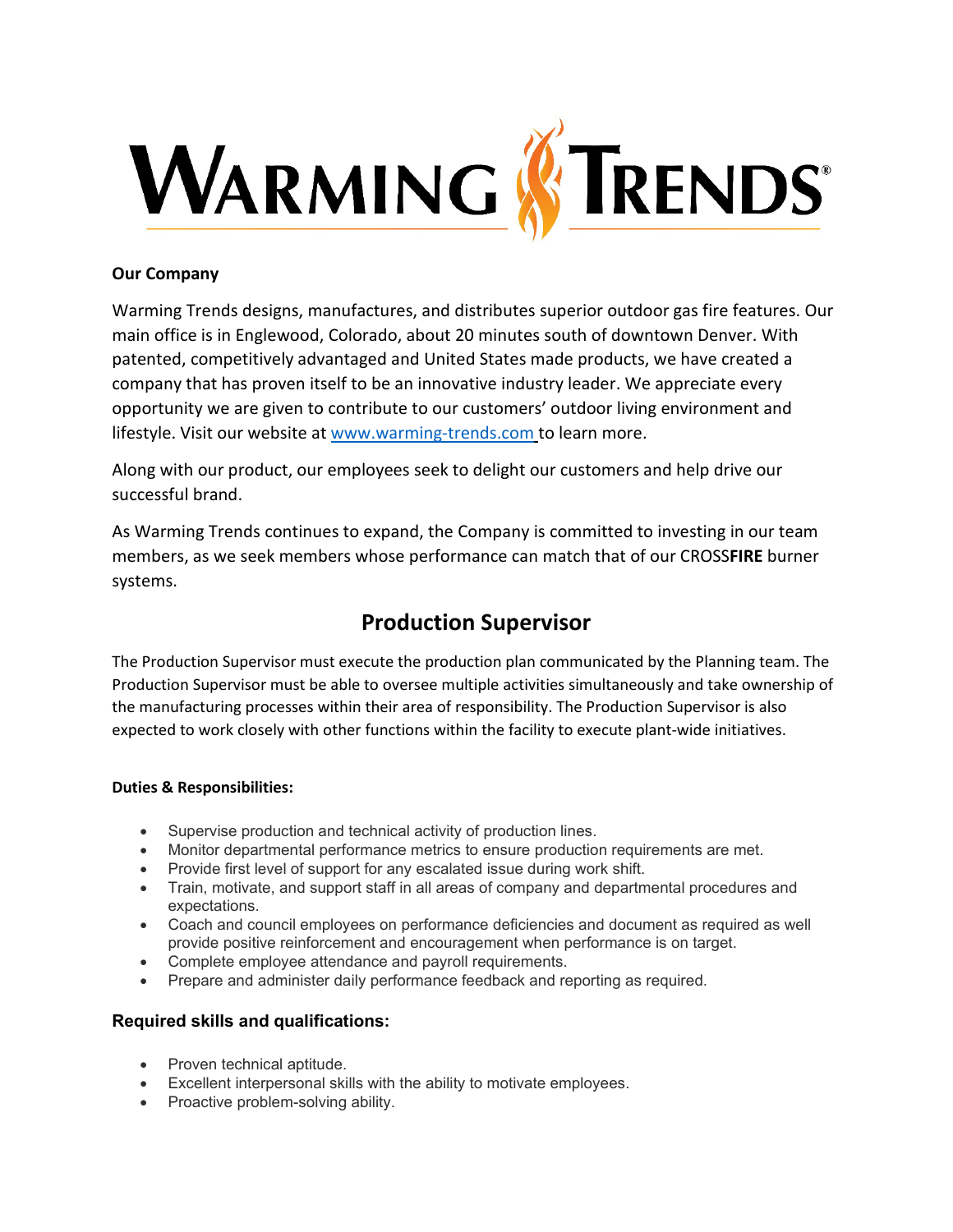# WARMING TRENDS®

**Our Company**

Warming Trends designs, manufactures, and distributes superior outdoor gas fire features. Our main office is in Englewood, Colorado, about 20 minutes south of downtown Denver. With patented, competitively advantaged and United States made products, we have created a company that has proven itself to be an innovative industry leader. We appreciate every opportunity we are given to contribute to our customers' outdoor living environment and lifestyle. Visit our website at [www.warming-trends.com](http://www.warming-trends.com) to learn more.

Along with our product, our employees seek to delight our customers and help drive our successful brand.

As Warming Trends continues to expand, the Company is committed to investing in our team members, as we seek members whose performance can match that of our CROSS**FIRE** burner systems.

## Production Supervisor

The Production Supervisor must execute the production plan communicated by the Planning team. The Production Supervisor must be able to oversee multiple activities simultaneously and take ownership of the manufacturing processes within their area of responsibility. The Production Supervisor is also expected to work closely with other functions within the facility to execute plant-wide initiatives.

**Duties & Responsibilities:**

- Supervise production and technical activity of production lines.
- Monitor departmental performance metrics to ensure production requirements are met.
- Provide first level of support for any escalated issue during work shift.
- Train, motivate, and support staff in all areas of company and departmental procedures and expectations.
- Coach and council employees on performance deficiencies and document as required as well provide positive reinforcement and encouragement when performance is on target.
- Complete employee attendance and payroll requirements.
- Prepare and administer daily performance feedback and reporting as required.

### Required skills and qualifications:

- Proven technical aptitude.
- Excellent interpersonal skills with the ability to motivate employees.
- Proactive problem-solving ability.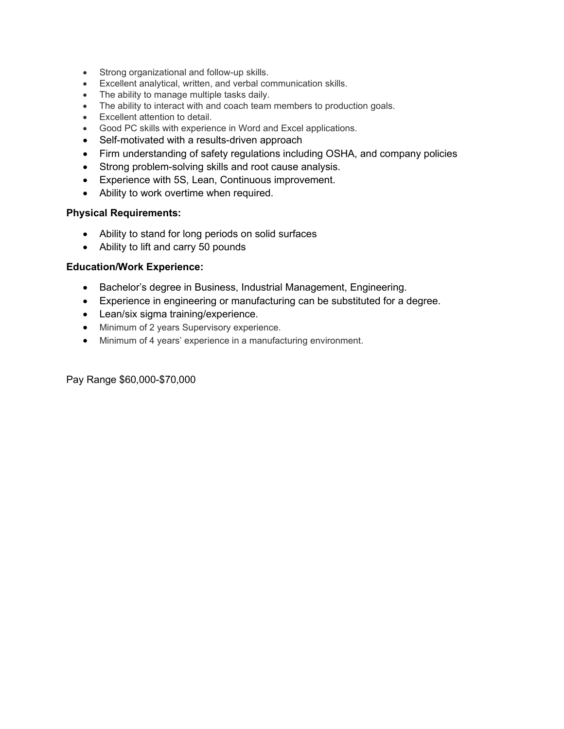- Strong organizational and follow-up skills.
- Excellent analytical, written, and verbal communication skills.
- The ability to manage multiple tasks daily.
- The ability to interact with and coach team members to production goals.
- Excellent attention to detail.
- Good PC skills with experience in Word and Excel applications.
- Self-motivated with a results-driven approach
- Firm understanding of safety regulations including OSHA, and company policies
- Strong problem-solving skills and root cause analysis.
- Experience with 5S, Lean, Continuous improvement.
- Ability to work overtime when required.

**Physical Requirements:**

- Ability to stand for long periods on solid surfaces
- Ability to lift and carry 50 pounds

**Education/Work Experience:**

- Bachelor's degree in Business, Industrial Management, Engineering.
- Experience in engineering or manufacturing can be substituted for a degree.
- Lean/six sigma training/experience.
- Minimum of 2 years Supervisory experience.
- Minimum of 4 years' experience in a manufacturing environment.

Pay Range $60,000-$70,000